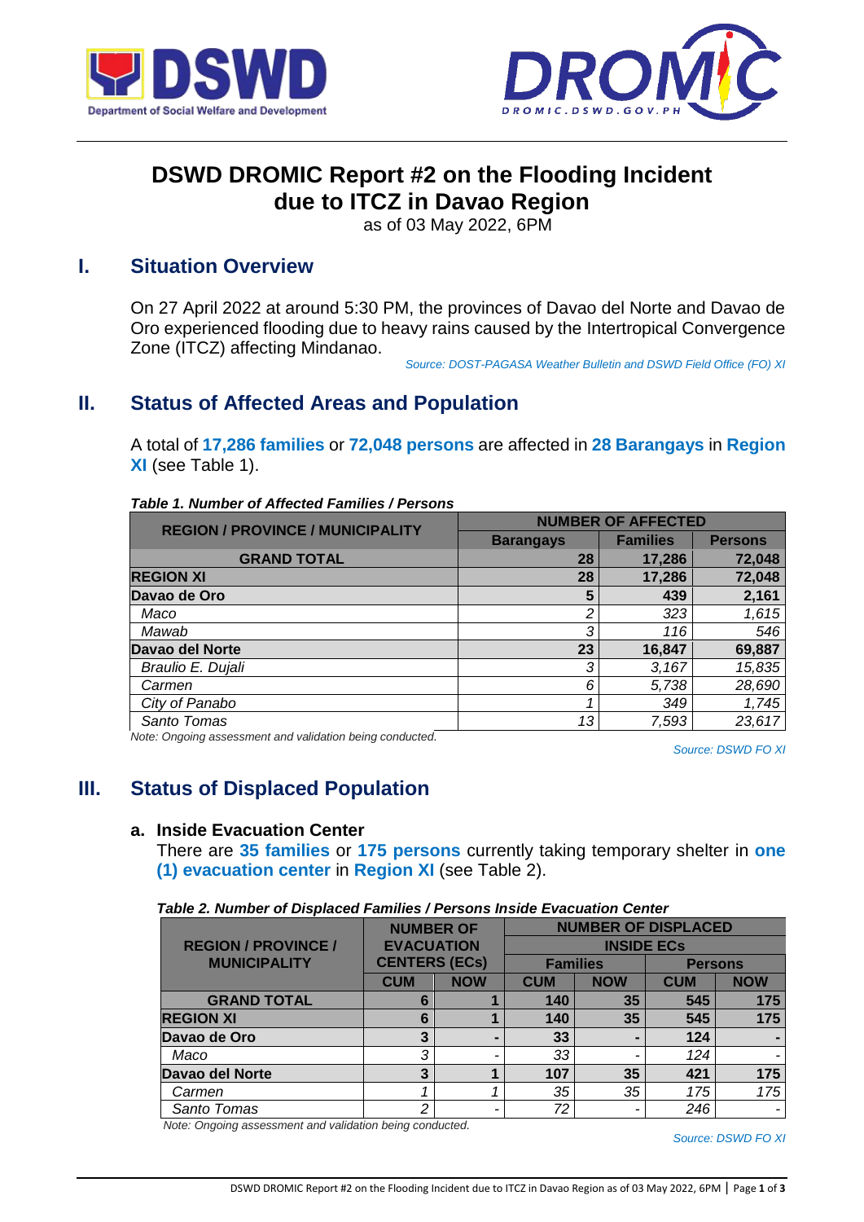# DSWD DROMIC Report #2 on the Flooding Incident due to ITCZ in Davao Region

as of 03 May 2022, 6PM

## I. Situation Overview

On 27 April 2022 at around 5:30 PM, the provinces of Davao del Norte and Davao de Oro experienced flooding due to heavy rains caused by the Intertropical Convergence Zone (ITCZ) affecting Mindanao.

*Source: DOST-PAGASA Weather Bulletin and DSWD Field Office (FO) XI*

## II. Status of Affected Areas and Population

A total of **17,286 families** or **72,048 persons** are affected in **28 Barangays** in **Region XI** (see Table 1).

***Table 1. Number of Affected Families / Persons***

| REGION / PROVINCE / MUNICIPALITY | NUMBER OF AFFECTED | | |
|---|---|---|---|
| | Barangays | Families | Persons |
| **GRAND TOTAL** | **28** | **17,286** | **72,048** |
| **REGION XI** | **28** | **17,286** | **72,048** |
| **Davao de Oro** | **5** | **439** | **2,161** |
| *Maco* | *2* | *323* | *1,615* |
| *Mawab* | *3* | *116* | *546* |
| **Davao del Norte** | **23** | **16,847** | **69,887** |
| *Braulio E. Dujali* | *3* | *3,167* | *15,835* |
| *Carmen* | *6* | *5,738* | *28,690* |
| *City of Panabo* | *1* | *349* | *1,745* |
| *Santo Tomas* | *13* | *7,593* | *23,617* |

*Note: Ongoing assessment and validation being conducted.*

*Source: DSWD FO XI*

## III. Status of Displaced Population

### a. Inside Evacuation Center

There are **35 families** or **175 persons** currently taking temporary shelter in **one (1) evacuation center** in **Region XI** (see Table 2).

***Table 2. Number of Displaced Families / Persons Inside Evacuation Center***

| REGION / PROVINCE / MUNICIPALITY | NUMBER OF EVACUATION CENTERS (ECs) | | NUMBER OF DISPLACED INSIDE ECs | | | |
|---|---|---|---|---|---|---|
| | | | Families | | Persons | |
| | CUM | NOW | CUM | NOW | CUM | NOW |
| **GRAND TOTAL** | **6** | **1** | **140** | **35** | **545** | **175** |
| **REGION XI** | **6** | **1** | **140** | **35** | **545** | **175** |
| **Davao de Oro** | **3** | **-** | **33** | **-** | **124** | **-** |
| *Maco* | *3* | - | *33* | - | *124* | - |
| **Davao del Norte** | **3** | **1** | **107** | **35** | **421** | **175** |
| *Carmen* | *1* | *1* | *35* | *35* | *175* | *175* |
| *Santo Tomas* | *2* | - | *72* | - | *246* | - |

*Note: Ongoing assessment and validation being conducted.*

*Source: DSWD FO XI*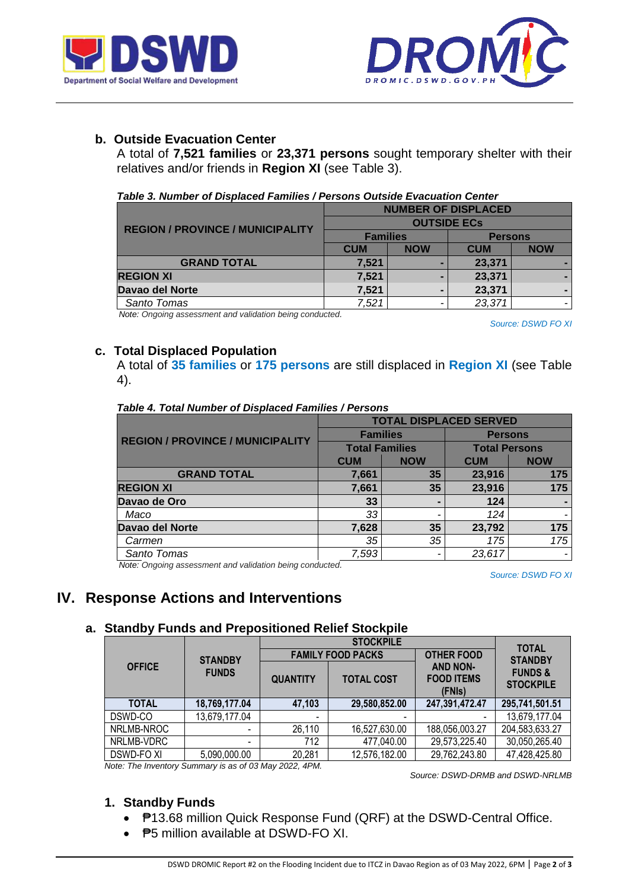### b. Outside Evacuation Center

A total of **7,521 families** or **23,371 persons** sought temporary shelter with their relatives and/or friends in **Region XI** (see Table 3).

***Table 3. Number of Displaced Families / Persons Outside Evacuation Center***

| REGION / PROVINCE / MUNICIPALITY | NUMBER OF DISPLACED OUTSIDE ECs | | | |
|---|---|---|---|---|
| | Families | | Persons | |
| | CUM | NOW | CUM | NOW |
| **GRAND TOTAL** | **7,521** | **-** | **23,371** | **-** |
| **REGION XI** | **7,521** | **-** | **23,371** | **-** |
| **Davao del Norte** | **7,521** | **-** | **23,371** | **-** |
| *Santo Tomas* | *7,521* | - | *23,371* | - |

*Note: Ongoing assessment and validation being conducted.*

*Source: DSWD FO XI*

### c. Total Displaced Population

A total of **35 families** or **175 persons** are still displaced in **Region XI** (see Table 4).

***Table 4. Total Number of Displaced Families / Persons***

| REGION / PROVINCE / MUNICIPALITY | TOTAL DISPLACED SERVED | | | |
|---|---|---|---|---|
| | Families | | Persons | |
| | Total Families | | Total Persons | |
| | CUM | NOW | CUM | NOW |
| **GRAND TOTAL** | **7,661** | **35** | **23,916** | **175** |
| **REGION XI** | **7,661** | **35** | **23,916** | **175** |
| **Davao de Oro** | **33** | **-** | **124** | **-** |
| *Maco* | *33* | - | *124* | - |
| **Davao del Norte** | **7,628** | **35** | **23,792** | **175** |
| *Carmen* | *35* | *35* | *175* | *175* |
| *Santo Tomas* | *7,593* | - | *23,617* | - |

*Note: Ongoing assessment and validation being conducted.*

*Source: DSWD FO XI*

## IV. Response Actions and Interventions

### a. Standby Funds and Prepositioned Relief Stockpile

| OFFICE | STANDBY FUNDS | STOCKPILE | | | TOTAL STANDBY FUNDS & STOCKPILE |
|---|---|---|---|---|---|
| | | FAMILY FOOD PACKS | | OTHER FOOD AND NON-FOOD ITEMS (FNIs) | |
| | | QUANTITY | TOTAL COST | | |
| **TOTAL** | **18,769,177.04** | **47,103** | **29,580,852.00** | **247,391,472.47** | **295,741,501.51** |
| DSWD-CO | 13,679,177.04 | - | - | - | 13,679,177.04 |
| NRLMB-NROC | - | 26,110 | 16,527,630.00 | 188,056,003.27 | 204,583,633.27 |
| NRLMB-VDRC | - | 712 | 477,040.00 | 29,573,225.40 | 30,050,265.40 |
| DSWD-FO XI | 5,090,000.00 | 20,281 | 12,576,182.00 | 29,762,243.80 | 47,428,425.80 |

*Note: The Inventory Summary is as of 03 May 2022, 4PM.*

*Source: DSWD-DRMB and DSWD-NRLMB*

#### 1. Standby Funds

- ₱13.68 million Quick Response Fund (QRF) at the DSWD-Central Office.
- ₱5 million available at DSWD-FO XI.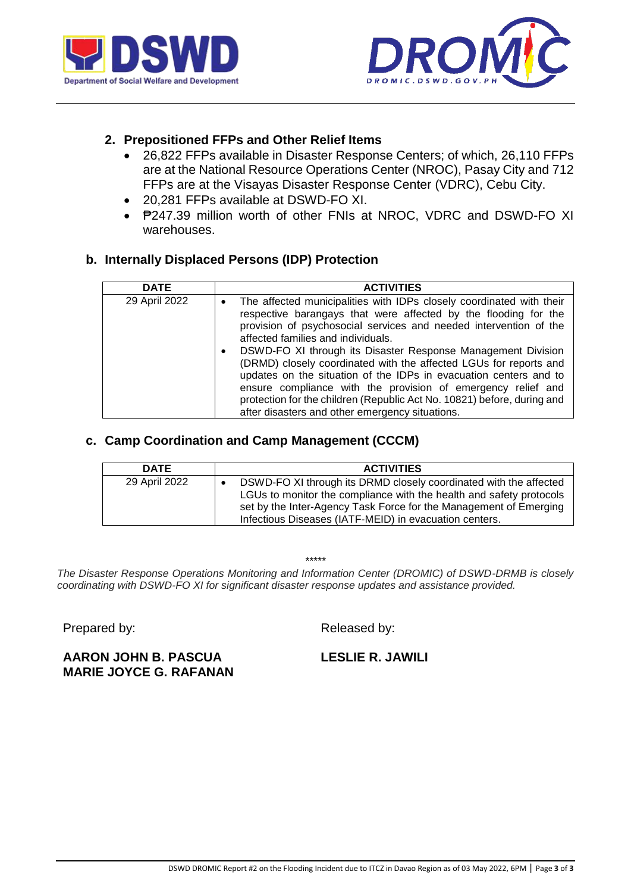### 2. Prepositioned FFPs and Other Relief Items

- 26,822 FFPs available in Disaster Response Centers; of which, 26,110 FFPs are at the National Resource Operations Center (NROC), Pasay City and 712 FFPs are at the Visayas Disaster Response Center (VDRC), Cebu City.
- 20,281 FFPs available at DSWD-FO XI.
- ₱247.39 million worth of other FNIs at NROC, VDRC and DSWD-FO XI warehouses.

### b. Internally Displaced Persons (IDP) Protection

| DATE | ACTIVITIES |
|---|---|
| 29 April 2022 | • The affected municipalities with IDPs closely coordinated with their respective barangays that were affected by the flooding for the provision of psychosocial services and needed intervention of the affected families and individuals.<br>• DSWD-FO XI through its Disaster Response Management Division (DRMD) closely coordinated with the affected LGUs for reports and updates on the situation of the IDPs in evacuation centers and to ensure compliance with the provision of emergency relief and protection for the children (Republic Act No. 10821) before, during and after disasters and other emergency situations. |

### c. Camp Coordination and Camp Management (CCCM)

| DATE | ACTIVITIES |
|---|---|
| 29 April 2022 | • DSWD-FO XI through its DRMD closely coordinated with the affected LGUs to monitor the compliance with the health and safety protocols set by the Inter-Agency Task Force for the Management of Emerging Infectious Diseases (IATF-MEID) in evacuation centers. |

*****

*The Disaster Response Operations Monitoring and Information Center (DROMIC) of DSWD-DRMB is closely coordinating with DSWD-FO XI for significant disaster response updates and assistance provided.*

Prepared by:

**AARON JOHN B. PASCUA**
**MARIE JOYCE G. RAFANAN**

Released by:

**LESLIE R. JAWILI**